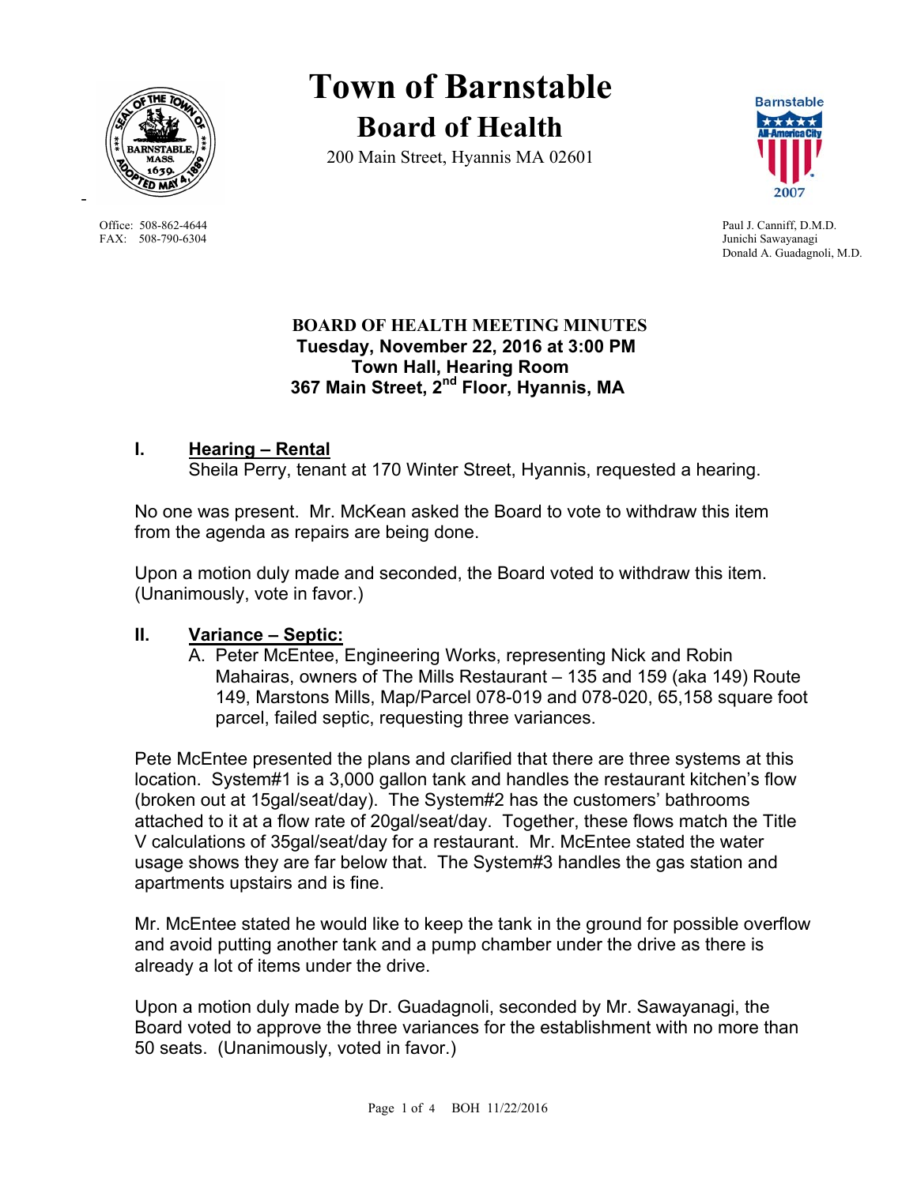# Town of Barnstable

## Board of Health

200 Main Street, Hyannis MA 02601

Office: 508-862-4644
FAX: 508-790-6304

Paul J. Canniff, D.M.D.
Junichi Sawayanagi
Donald A. Guadagnoli, M.D.

**BOARD OF HEALTH MEETING MINUTES**
**Tuesday, November 22, 2016 at 3:00 PM**
**Town Hall, Hearing Room**
**367 Main Street, 2nd Floor, Hyannis, MA**

## I. Hearing – Rental

Sheila Perry, tenant at 170 Winter Street, Hyannis, requested a hearing.

No one was present. Mr. McKean asked the Board to vote to withdraw this item from the agenda as repairs are being done.

Upon a motion duly made and seconded, the Board voted to withdraw this item. (Unanimously, vote in favor.)

## II. Variance – Septic:

A. Peter McEntee, Engineering Works, representing Nick and Robin Mahairas, owners of The Mills Restaurant – 135 and 159 (aka 149) Route 149, Marstons Mills, Map/Parcel 078-019 and 078-020, 65,158 square foot parcel, failed septic, requesting three variances.

Pete McEntee presented the plans and clarified that there are three systems at this location. System#1 is a 3,000 gallon tank and handles the restaurant kitchen's flow (broken out at 15gal/seat/day). The System#2 has the customers' bathrooms attached to it at a flow rate of 20gal/seat/day. Together, these flows match the Title V calculations of 35gal/seat/day for a restaurant. Mr. McEntee stated the water usage shows they are far below that. The System#3 handles the gas station and apartments upstairs and is fine.

Mr. McEntee stated he would like to keep the tank in the ground for possible overflow and avoid putting another tank and a pump chamber under the drive as there is already a lot of items under the drive.

Upon a motion duly made by Dr. Guadagnoli, seconded by Mr. Sawayanagi, the Board voted to approve the three variances for the establishment with no more than 50 seats. (Unanimously, voted in favor.)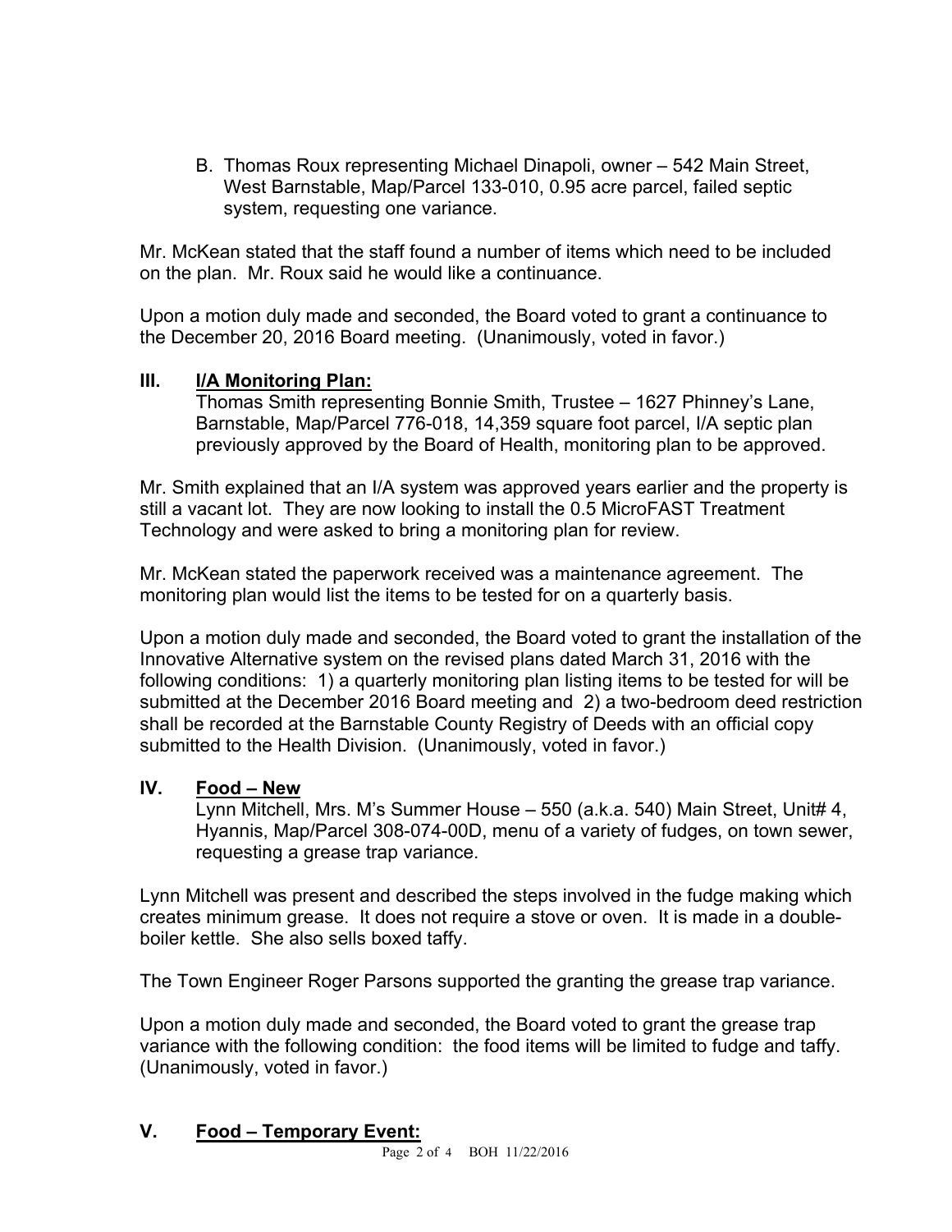B. Thomas Roux representing Michael Dinapoli, owner – 542 Main Street, West Barnstable, Map/Parcel 133-010, 0.95 acre parcel, failed septic system, requesting one variance.

Mr. McKean stated that the staff found a number of items which need to be included on the plan. Mr. Roux said he would like a continuance.

Upon a motion duly made and seconded, the Board voted to grant a continuance to the December 20, 2016 Board meeting. (Unanimously, voted in favor.)

## III. **I/A Monitoring Plan:**

Thomas Smith representing Bonnie Smith, Trustee – 1627 Phinney's Lane, Barnstable, Map/Parcel 776-018, 14,359 square foot parcel, I/A septic plan previously approved by the Board of Health, monitoring plan to be approved.

Mr. Smith explained that an I/A system was approved years earlier and the property is still a vacant lot. They are now looking to install the 0.5 MicroFAST Treatment Technology and were asked to bring a monitoring plan for review.

Mr. McKean stated the paperwork received was a maintenance agreement. The monitoring plan would list the items to be tested for on a quarterly basis.

Upon a motion duly made and seconded, the Board voted to grant the installation of the Innovative Alternative system on the revised plans dated March 31, 2016 with the following conditions: 1) a quarterly monitoring plan listing items to be tested for will be submitted at the December 2016 Board meeting and 2) a two-bedroom deed restriction shall be recorded at the Barnstable County Registry of Deeds with an official copy submitted to the Health Division. (Unanimously, voted in favor.)

## IV. **Food – New**

Lynn Mitchell, Mrs. M's Summer House – 550 (a.k.a. 540) Main Street, Unit# 4, Hyannis, Map/Parcel 308-074-00D, menu of a variety of fudges, on town sewer, requesting a grease trap variance.

Lynn Mitchell was present and described the steps involved in the fudge making which creates minimum grease. It does not require a stove or oven. It is made in a double-boiler kettle. She also sells boxed taffy.

The Town Engineer Roger Parsons supported the granting the grease trap variance.

Upon a motion duly made and seconded, the Board voted to grant the grease trap variance with the following condition: the food items will be limited to fudge and taffy. (Unanimously, voted in favor.)

## V. **Food – Temporary Event:**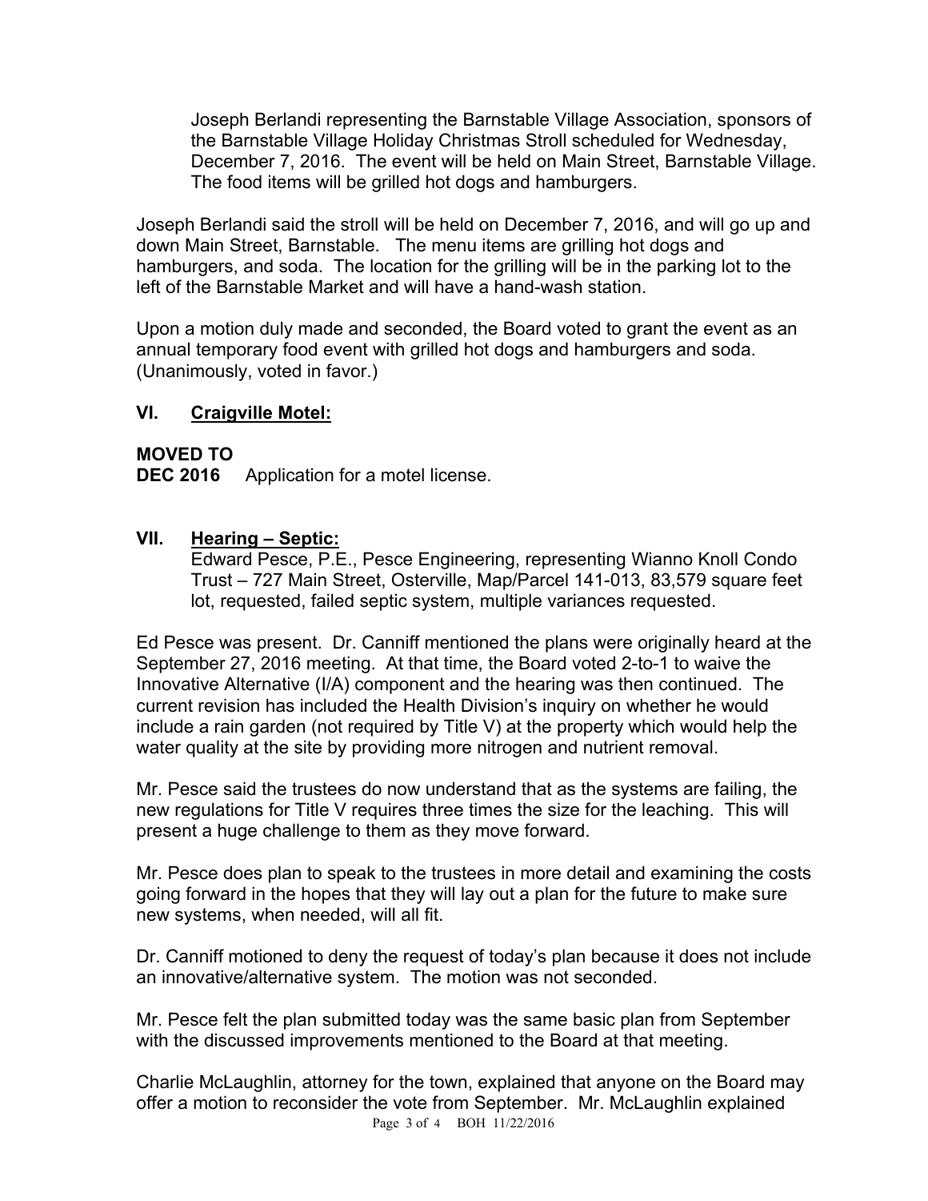Joseph Berlandi representing the Barnstable Village Association, sponsors of the Barnstable Village Holiday Christmas Stroll scheduled for Wednesday, December 7, 2016. The event will be held on Main Street, Barnstable Village. The food items will be grilled hot dogs and hamburgers.

Joseph Berlandi said the stroll will be held on December 7, 2016, and will go up and down Main Street, Barnstable. The menu items are grilling hot dogs and hamburgers, and soda. The location for the grilling will be in the parking lot to the left of the Barnstable Market and will have a hand-wash station.

Upon a motion duly made and seconded, the Board voted to grant the event as an annual temporary food event with grilled hot dogs and hamburgers and soda. (Unanimously, voted in favor.)

## VI. Craigville Motel:

**MOVED TO DEC 2016** Application for a motel license.

## VII. Hearing – Septic:

Edward Pesce, P.E., Pesce Engineering, representing Wianno Knoll Condo Trust – 727 Main Street, Osterville, Map/Parcel 141-013, 83,579 square feet lot, requested, failed septic system, multiple variances requested.

Ed Pesce was present. Dr. Canniff mentioned the plans were originally heard at the September 27, 2016 meeting. At that time, the Board voted 2-to-1 to waive the Innovative Alternative (I/A) component and the hearing was then continued. The current revision has included the Health Division's inquiry on whether he would include a rain garden (not required by Title V) at the property which would help the water quality at the site by providing more nitrogen and nutrient removal.

Mr. Pesce said the trustees do now understand that as the systems are failing, the new regulations for Title V requires three times the size for the leaching. This will present a huge challenge to them as they move forward.

Mr. Pesce does plan to speak to the trustees in more detail and examining the costs going forward in the hopes that they will lay out a plan for the future to make sure new systems, when needed, will all fit.

Dr. Canniff motioned to deny the request of today's plan because it does not include an innovative/alternative system. The motion was not seconded.

Mr. Pesce felt the plan submitted today was the same basic plan from September with the discussed improvements mentioned to the Board at that meeting.

Charlie McLaughlin, attorney for the town, explained that anyone on the Board may offer a motion to reconsider the vote from September. Mr. McLaughlin explained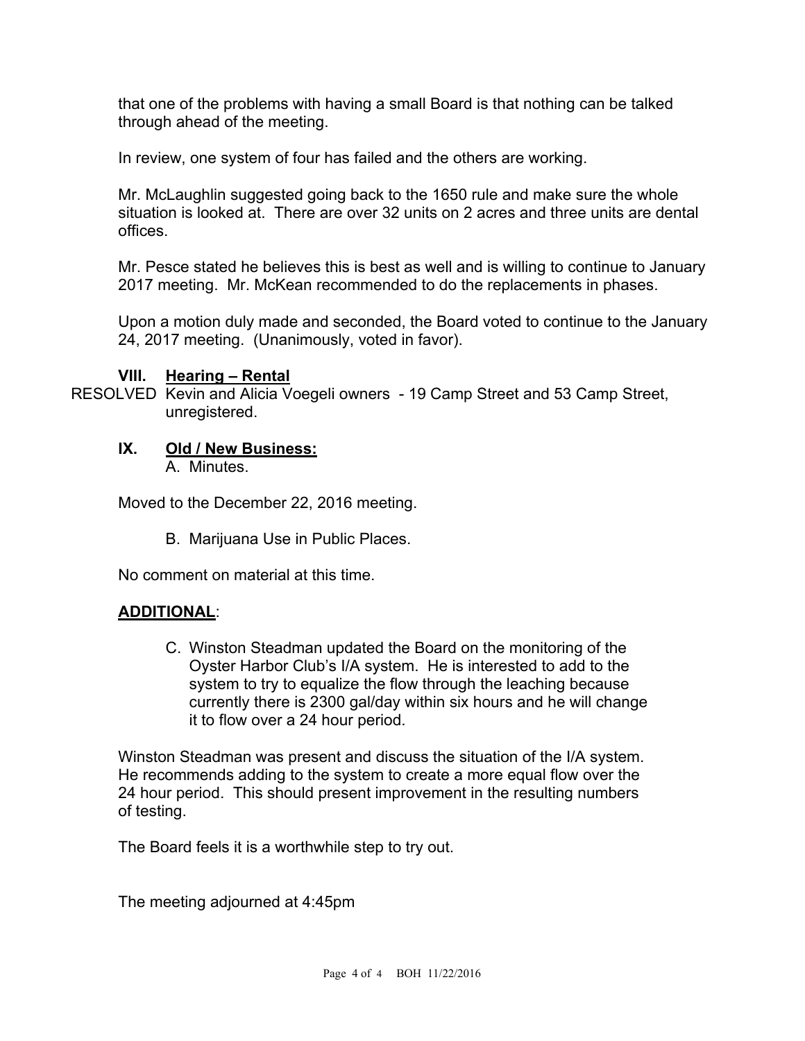that one of the problems with having a small Board is that nothing can be talked through ahead of the meeting.

In review, one system of four has failed and the others are working.

Mr. McLaughlin suggested going back to the 1650 rule and make sure the whole situation is looked at. There are over 32 units on 2 acres and three units are dental offices.

Mr. Pesce stated he believes this is best as well and is willing to continue to January 2017 meeting. Mr. McKean recommended to do the replacements in phases.

Upon a motion duly made and seconded, the Board voted to continue to the January 24, 2017 meeting. (Unanimously, voted in favor).

## VIII. Hearing – Rental

RESOLVED Kevin and Alicia Voegeli owners - 19 Camp Street and 53 Camp Street, unregistered.

## IX. Old / New Business:

A. Minutes.

Moved to the December 22, 2016 meeting.

B. Marijuana Use in Public Places.

No comment on material at this time.

**ADDITIONAL**:

C. Winston Steadman updated the Board on the monitoring of the Oyster Harbor Club's I/A system. He is interested to add to the system to try to equalize the flow through the leaching because currently there is 2300 gal/day within six hours and he will change it to flow over a 24 hour period.

Winston Steadman was present and discuss the situation of the I/A system. He recommends adding to the system to create a more equal flow over the 24 hour period. This should present improvement in the resulting numbers of testing.

The Board feels it is a worthwhile step to try out.

The meeting adjourned at 4:45pm